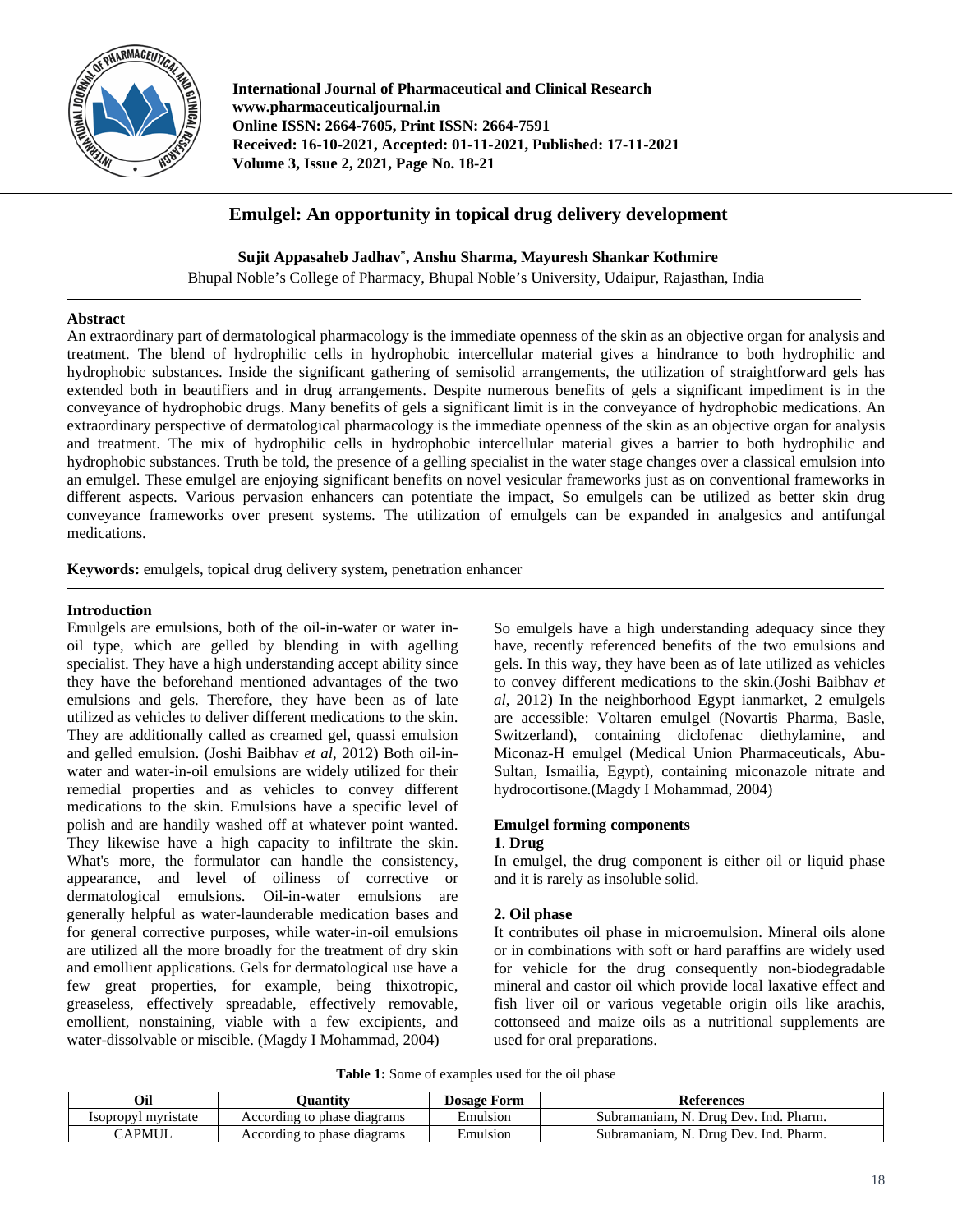# Emulgel: An opportunity in topical drug delivery development

**Sujit Appasaheb Jadhav\*, Anshu Sharma, Mayuresh Shankar Kothmire**

Bhupal Noble's College of Pharmacy, Bhupal Noble's University, Udaipur, Rajasthan, India

## Abstract

An extraordinary part of dermatological pharmacology is the immediate openness of the skin as an objective organ for analysis and treatment. The blend of hydrophilic cells in hydrophobic intercellular material gives a hindrance to both hydrophilic and hydrophobic substances. Inside the significant gathering of semisolid arrangements, the utilization of straightforward gels has extended both in beautifiers and in drug arrangements. Despite numerous benefits of gels a significant impediment is in the conveyance of hydrophobic drugs. Many benefits of gels a significant limit is in the conveyance of hydrophobic medications. An extraordinary perspective of dermatological pharmacology is the immediate openness of the skin as an objective organ for analysis and treatment. The mix of hydrophilic cells in hydrophobic intercellular material gives a barrier to both hydrophilic and hydrophobic substances. Truth be told, the presence of a gelling specialist in the water stage changes over a classical emulsion into an emulgel. These emulgel are enjoying significant benefits on novel vesicular frameworks just as on conventional frameworks in different aspects. Various pervasion enhancers can potentiate the impact, So emulgels can be utilized as better skin drug conveyance frameworks over present systems. The utilization of emulgels can be expanded in analgesics and antifungal medications.

**Keywords:** emulgels, topical drug delivery system, penetration enhancer

## Introduction

Emulgels are emulsions, both of the oil-in-water or water in-oil type, which are gelled by blending in with agelling specialist. They have a high understanding accept ability since they have the beforehand mentioned advantages of the two emulsions and gels. Therefore, they have been as of late utilized as vehicles to deliver different medications to the skin. They are additionally called as creamed gel, quassi emulsion and gelled emulsion. (Joshi Baibhav *et al*, 2012) Both oil-in-water and water-in-oil emulsions are widely utilized for their remedial properties and as vehicles to convey different medications to the skin. Emulsions have a specific level of polish and are handily washed off at whatever point wanted. They likewise have a high capacity to infiltrate the skin. What's more, the formulator can handle the consistency, appearance, and level of oiliness of corrective or dermatological emulsions. Oil-in-water emulsions are generally helpful as water-launderable medication bases and for general corrective purposes, while water-in-oil emulsions are utilized all the more broadly for the treatment of dry skin and emollient applications. Gels for dermatological use have a few great properties, for example, being thixotropic, greaseless, effectively spreadable, effectively removable, emollient, nonstaining, viable with a few excipients, and water-dissolvable or miscible. (Magdy I Mohammad, 2004)

So emulgels have a high understanding adequacy since they have, recently referenced benefits of the two emulsions and gels. In this way, they have been as of late utilized as vehicles to convey different medications to the skin.(Joshi Baibhav *et al*, 2012) In the neighborhood Egypt ianmarket, 2 emulgels are accessible: Voltaren emulgel (Novartis Pharma, Basle, Switzerland), containing diclofenac diethylamine, and Miconaz-H emulgel (Medical Union Pharmaceuticals, Abu-Sultan, Ismailia, Egypt), containing miconazole nitrate and hydrocortisone.(Magdy I Mohammad, 2004)

## Emulgel forming components

### 1. Drug

In emulgel, the drug component is either oil or liquid phase and it is rarely as insoluble solid.

### 2. Oil phase

It contributes oil phase in microemulsion. Mineral oils alone or in combinations with soft or hard paraffins are widely used for vehicle for the drug consequently non-biodegradable mineral and castor oil which provide local laxative effect and fish liver oil or various vegetable origin oils like arachis, cottonseed and maize oils as a nutritional supplements are used for oral preparations.

**Table 1:** Some of examples used for the oil phase

| Oil | Quantity | Dosage Form | References |
| --- | --- | --- | --- |
| Isopropyl myristate | According to phase diagrams | Emulsion | Subramaniam, N. Drug Dev. Ind. Pharm. |
| CAPMUL | According to phase diagrams | Emulsion | Subramaniam, N. Drug Dev. Ind. Pharm. |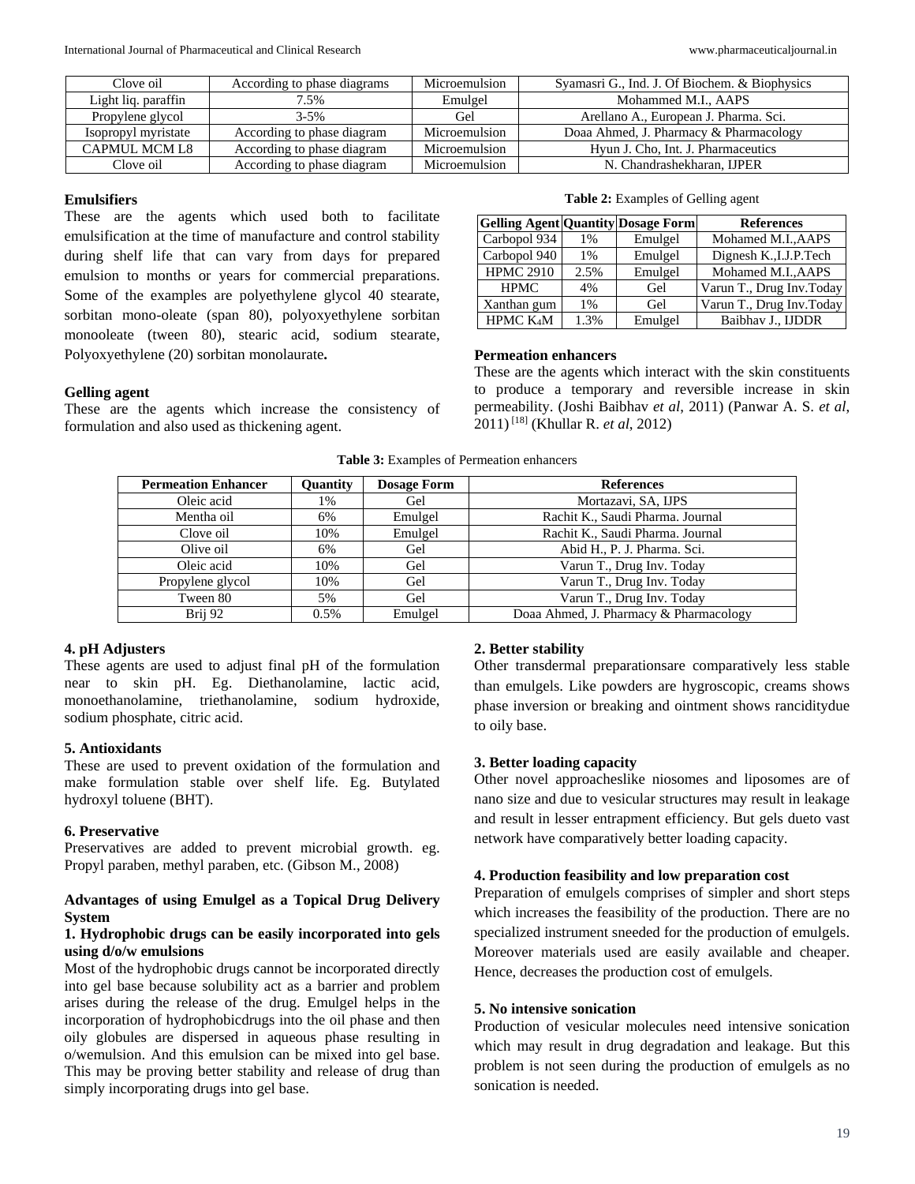| Clove oil | According to phase diagrams | Microemulsion | Syamasri G., Ind. J. Of Biochem. & Biophysics |
|---|---|---|---|
| Light liq. paraffin | 7.5% | Emulgel | Mohammed M.I., AAPS |
| Propylene glycol | 3-5% | Gel | Arellano A., European J. Pharma. Sci. |
| Isopropyl myristate | According to phase diagram | Microemulsion | Doaa Ahmed, J. Pharmacy & Pharmacology |
| CAPMUL MCM L8 | According to phase diagram | Microemulsion | Hyun J. Cho, Int. J. Pharmaceutics |
| Clove oil | According to phase diagram | Microemulsion | N. Chandrashekharan, IJPER |

**Emulsifiers**

These are the agents which used both to facilitate emulsification at the time of manufacture and control stability during shelf life that can vary from days for prepared emulsion to months or years for commercial preparations. Some of the examples are polyethylene glycol 40 stearate, sorbitan mono-oleate (span 80), polyoxyethylene sorbitan monooleate (tween 80), stearic acid, sodium stearate, Polyoxyethylene (20) sorbitan monolaurate**.**

**Gelling agent**

These are the agents which increase the consistency of formulation and also used as thickening agent.

**Table 2:** Examples of Gelling agent

| Gelling Agent | Quantity | Dosage Form | References |
|---|---|---|---|
| Carbopol 934 | 1% | Emulgel | Mohamed M.I.,AAPS |
| Carbopol 940 | 1% | Emulgel | Dignesh K.,I.J.P.Tech |
| HPMC 2910 | 2.5% | Emulgel | Mohamed M.I.,AAPS |
| HPMC | 4% | Gel | Varun T., Drug Inv.Today |
| Xanthan gum | 1% | Gel | Varun T., Drug Inv.Today |
| HPMC $K_4M$ | 1.3% | Emulgel | Baibhav J., IJDDR |

**Permeation enhancers**

These are the agents which interact with the skin constituents to produce a temporary and reversible increase in skin permeability. (Joshi Baibhav *et al*, 2011) (Panwar A. S. *et al*, 2011) [18] (Khullar R. *et al*, 2012)

**Table 3:** Examples of Permeation enhancers

| Permeation Enhancer | Quantity | Dosage Form | References |
|---|---|---|---|
| Oleic acid | 1% | Gel | Mortazavi, SA, IJPS |
| Mentha oil | 6% | Emulgel | Rachit K., Saudi Pharma. Journal |
| Clove oil | 10% | Emulgel | Rachit K., Saudi Pharma. Journal |
| Olive oil | 6% | Gel | Abid H., P. J. Pharma. Sci. |
| Oleic acid | 10% | Gel | Varun T., Drug Inv. Today |
| Propylene glycol | 10% | Gel | Varun T., Drug Inv. Today |
| Tween 80 | 5% | Gel | Varun T., Drug Inv. Today |
| Brij 92 | 0.5% | Emulgel | Doaa Ahmed, J. Pharmacy & Pharmacology |

**4. pH Adjusters**

These agents are used to adjust final pH of the formulation near to skin pH. Eg. Diethanolamine, lactic acid, monoethanolamine, triethanolamine, sodium hydroxide, sodium phosphate, citric acid.

**5. Antioxidants**

These are used to prevent oxidation of the formulation and make formulation stable over shelf life. Eg. Butylated hydroxyl toluene (BHT).

**6. Preservative**

Preservatives are added to prevent microbial growth. eg. Propyl paraben, methyl paraben, etc. (Gibson M., 2008)

**Advantages of using Emulgel as a Topical Drug Delivery System**

**1. Hydrophobic drugs can be easily incorporated into gels using d/o/w emulsions**

Most of the hydrophobic drugs cannot be incorporated directly into gel base because solubility act as a barrier and problem arises during the release of the drug. Emulgel helps in the incorporation of hydrophobicdrugs into the oil phase and then oily globules are dispersed in aqueous phase resulting in o/wemulsion. And this emulsion can be mixed into gel base. This may be proving better stability and release of drug than simply incorporating drugs into gel base.

**2. Better stability**

Other transdermal preparationsare comparatively less stable than emulgels. Like powders are hygroscopic, creams shows phase inversion or breaking and ointment shows rancidityde to oily base.

**3. Better loading capacity**

Other novel approacheslike niosomes and liposomes are of nano size and due to vesicular structures may result in leakage and result in lesser entrapment efficiency. But gels dueto vast network have comparatively better loading capacity.

**4. Production feasibility and low preparation cost**

Preparation of emulgels comprises of simpler and short steps which increases the feasibility of the production. There are no specialized instrument sneeded for the production of emulgels. Moreover materials used are easily available and cheaper. Hence, decreases the production cost of emulgels.

**5. No intensive sonication**

Production of vesicular molecules need intensive sonication which may result in drug degradation and leakage. But this problem is not seen during the production of emulgels as no sonication is needed.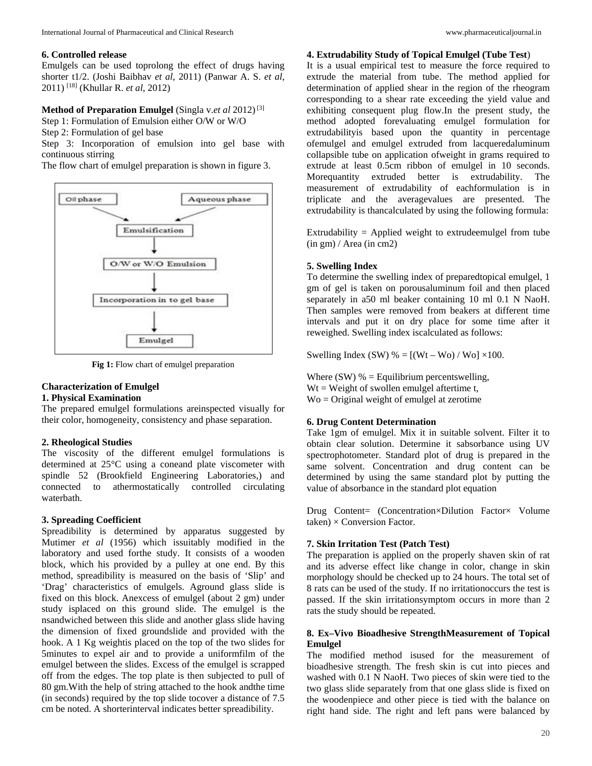## 6. Controlled release

Emulgels can be used toprolong the effect of drugs having shorter t1/2. (Joshi Baibhav *et al*, 2011) (Panwar A. S. *et al*, 2011) [18] (Khullar R. *et al*, 2012)

**Method of Preparation Emulgel** (Singla v.*et al* 2012) [3]

Step 1: Formulation of Emulsion either O/W or W/O

Step 2: Formulation of gel base

Step 3: Incorporation of emulsion into gel base with continuous stirring

The flow chart of emulgel preparation is shown in figure 3.

Oil phase → Emulsification ← Aqueous phase

Emulsification → O/W or W/O Emulsion → Incorporation in to gel base → Emulgel

**Fig 1:** Flow chart of emulgel preparation

## Characterization of Emulgel

### 1. Physical Examination

The prepared emulgel formulations areinspected visually for their color, homogeneity, consistency and phase separation.

### 2. Rheological Studies

The viscosity of the different emulgel formulations is determined at 25°C using a coneand plate viscometer with spindle 52 (Brookfield Engineering Laboratories,) and connected to athermostatically controlled circulating waterbath.

### 3. Spreading Coefficient

Spreadibility is determined by apparatus suggested by Mutimer *et al* (1956) which issuitably modified in the laboratory and used forthe study. It consists of a wooden block, which his provided by a pulley at one end. By this method, spreadibility is measured on the basis of 'Slip' and 'Drag' characteristics of emulgels. Aground glass slide is fixed on this block. Anexcess of emulgel (about 2 gm) under study isplaced on this ground slide. The emulgel is the nsandwiched between this slide and another glass slide having the dimension of fixed groundslide and provided with the hook. A 1 Kg weightis placed on the top of the two slides for 5minutes to expel air and to provide a uniformfilm of the emulgel between the slides. Excess of the emulgel is scrapped off from the edges. The top plate is then subjected to pull of 80 gm.With the help of string attached to the hook andthe time (in seconds) required by the top slide tocover a distance of 7.5 cm be noted. A shorterinterval indicates better spreadibility.

### 4. Extrudability Study of Topical Emulgel (Tube Test)

It is a usual empirical test to measure the force required to extrude the material from tube. The method applied for determination of applied shear in the region of the rheogram corresponding to a shear rate exceeding the yield value and exhibiting consequent plug flow.In the present study, the method adopted forevaluating emulgel formulation for extrudabilityis based upon the quantity in percentage ofemulgel and emulgel extruded from lacqueredaluminum collapsible tube on application ofweight in grams required to extrude at least 0.5cm ribbon of emulgel in 10 seconds. Morequantity extruded better is extrudability. The measurement of extrudability of eachformulation is in triplicate and the averagevalues are presented. The extrudability is thancalculated by using the following formula:

Extrudability = Applied weight to extrudeemulgel from tube (in gm) / Area (in cm2)

### 5. Swelling Index

To determine the swelling index of preparedtopical emulgel, 1 gm of gel is taken on porousaluminum foil and then placed separately in a50 ml beaker containing 10 ml 0.1 N NaoH. Then samples were removed from beakers at different time intervals and put it on dry place for some time after it reweighed. Swelling index iscalculated as follows:

Swelling Index (SW) % = [(Wt – Wo) / Wo] ×100.

Where (SW) % = Equilibrium percentswelling,
Wt = Weight of swollen emulgel aftertime t,
Wo = Original weight of emulgel at zerotime

### 6. Drug Content Determination

Take 1gm of emulgel. Mix it in suitable solvent. Filter it to obtain clear solution. Determine it sabsorbance using UV spectrophotometer. Standard plot of drug is prepared in the same solvent. Concentration and drug content can be determined by using the same standard plot by putting the value of absorbance in the standard plot equation

Drug Content= (Concentration×Dilution Factor× Volume taken) × Conversion Factor.

### 7. Skin Irritation Test (Patch Test)

The preparation is applied on the properly shaven skin of rat and its adverse effect like change in color, change in skin morphology should be checked up to 24 hours. The total set of 8 rats can be used of the study. If no irritationoccurs the test is passed. If the skin irritationsymptom occurs in more than 2 rats the study should be repeated.

### 8. Ex–Vivo Bioadhesive StrengthMeasurement of Topical Emulgel

The modified method isused for the measurement of bioadhesive strength. The fresh skin is cut into pieces and washed with 0.1 N NaoH. Two pieces of skin were tied to the two glass slide separately from that one glass slide is fixed on the woodenpiece and other piece is tied with the balance on right hand side. The right and left pans were balanced by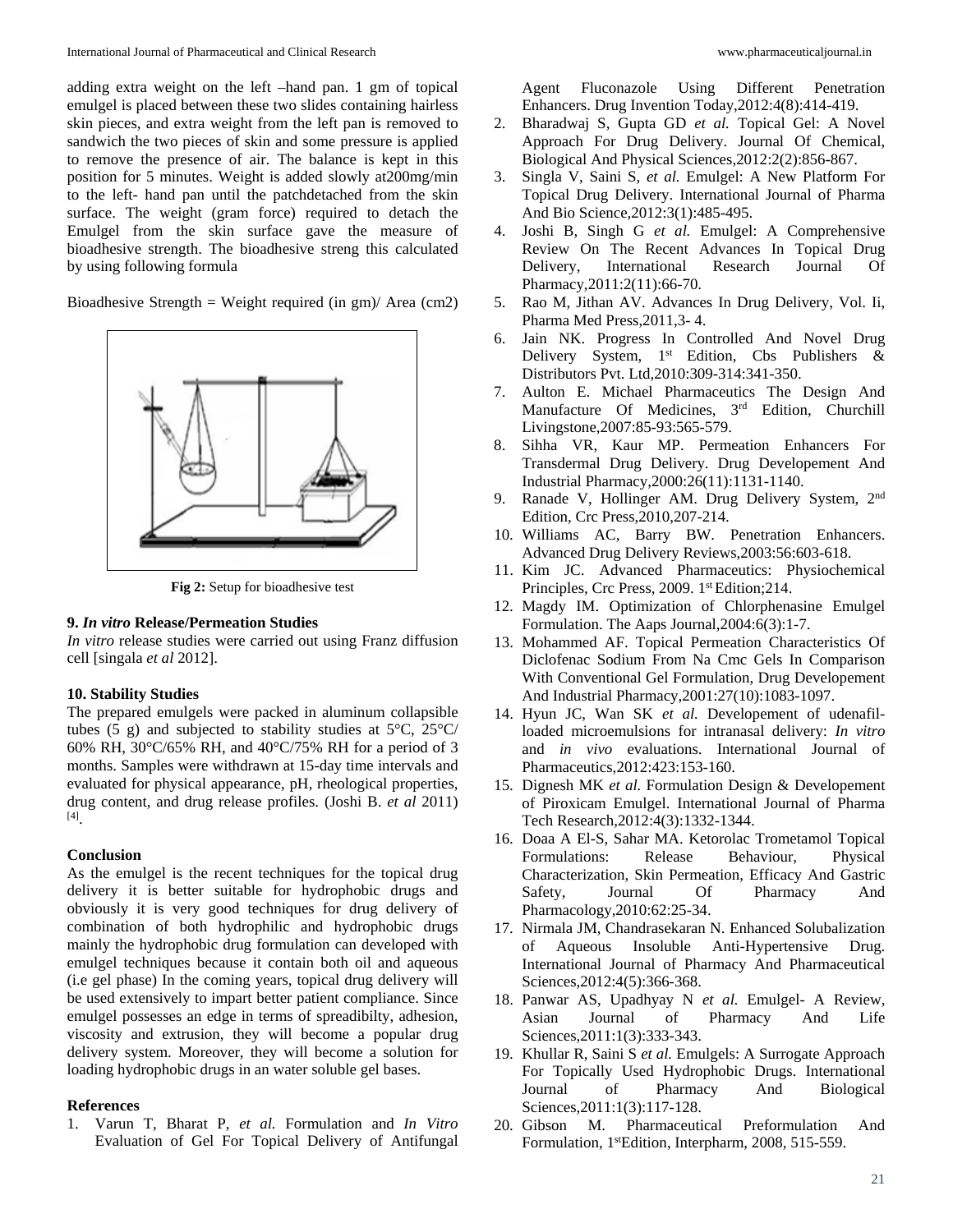adding extra weight on the left –hand pan. 1 gm of topical emulgel is placed between these two slides containing hairless skin pieces, and extra weight from the left pan is removed to sandwich the two pieces of skin and some pressure is applied to remove the presence of air. The balance is kept in this position for 5 minutes. Weight is added slowly at200mg/min to the left- hand pan until the patchdetached from the skin surface. The weight (gram force) required to detach the Emulgel from the skin surface gave the measure of bioadhesive strength. The bioadhesive streng this calculated by using following formula

Bioadhesive Strength = Weight required (in gm)/ Area (cm2)

**Fig 2:** Setup for bioadhesive test

### 9. *In vitro* Release/Permeation Studies

*In vitro* release studies were carried out using Franz diffusion cell [singala *et al* 2012].

### 10. Stability Studies

The prepared emulgels were packed in aluminum collapsible tubes (5 g) and subjected to stability studies at 5°C, 25°C/ 60% RH, 30°C/65% RH, and 40°C/75% RH for a period of 3 months. Samples were withdrawn at 15-day time intervals and evaluated for physical appearance, pH, rheological properties, drug content, and drug release profiles. (Joshi B. *et al* 2011) [4].

## Conclusion

As the emulgel is the recent techniques for the topical drug delivery it is better suitable for hydrophobic drugs and obviously it is very good techniques for drug delivery of combination of both hydrophilic and hydrophobic drugs mainly the hydrophobic drug formulation can developed with emulgel techniques because it contain both oil and aqueous (i.e gel phase) In the coming years, topical drug delivery will be used extensively to impart better patient compliance. Since emulgel possesses an edge in terms of spreadibilty, adhesion, viscosity and extrusion, they will become a popular drug delivery system. Moreover, they will become a solution for loading hydrophobic drugs in an water soluble gel bases.

## References

1. Varun T, Bharat P, *et al.* Formulation and *In Vitro* Evaluation of Gel For Topical Delivery of Antifungal Agent Fluconazole Using Different Penetration Enhancers. Drug Invention Today,2012:4(8):414-419.
2. Bharadwaj S, Gupta GD *et al.* Topical Gel: A Novel Approach For Drug Delivery. Journal Of Chemical, Biological And Physical Sciences,2012:2(2):856-867.
3. Singla V, Saini S, *et al.* Emulgel: A New Platform For Topical Drug Delivery. International Journal of Pharma And Bio Science,2012:3(1):485-495.
4. Joshi B, Singh G *et al.* Emulgel: A Comprehensive Review On The Recent Advances In Topical Drug Delivery, International Research Journal Of Pharmacy,2011:2(11):66-70.
5. Rao M, Jithan AV. Advances In Drug Delivery, Vol. Ii, Pharma Med Press,2011,3- 4.
6. Jain NK. Progress In Controlled And Novel Drug Delivery System, 1st Edition, Cbs Publishers & Distributors Pvt. Ltd,2010:309-314:341-350.
7. Aulton E. Michael Pharmaceutics The Design And Manufacture Of Medicines, 3rd Edition, Churchill Livingstone,2007:85-93:565-579.
8. Sihha VR, Kaur MP. Permeation Enhancers For Transdermal Drug Delivery. Drug Developement And Industrial Pharmacy,2000:26(11):1131-1140.
9. Ranade V, Hollinger AM. Drug Delivery System, 2nd Edition, Crc Press,2010,207-214.
10. Williams AC, Barry BW. Penetration Enhancers. Advanced Drug Delivery Reviews,2003:56:603-618.
11. Kim JC. Advanced Pharmaceutics: Physiochemical Principles, Crc Press, 2009. 1st Edition;214.
12. Magdy IM. Optimization of Chlorphenasine Emulgel Formulation. The Aaps Journal,2004:6(3):1-7.
13. Mohammed AF. Topical Permeation Characteristics Of Diclofenac Sodium From Na Cmc Gels In Comparison With Conventional Gel Formulation, Drug Developement And Industrial Pharmacy,2001:27(10):1083-1097.
14. Hyun JC, Wan SK *et al.* Developement of udenafil-loaded microemulsions for intranasal delivery: *In vitro* and *in vivo* evaluations. International Journal of Pharmaceutics,2012:423:153-160.
15. Dignesh MK *et al.* Formulation Design & Developement of Piroxicam Emulgel. International Journal of Pharma Tech Research,2012:4(3):1332-1344.
16. Doaa A El-S, Sahar MA. Ketorolac Trometamol Topical Formulations: Release Behaviour, Physical Characterization, Skin Permeation, Efficacy And Gastric Safety, Journal Of Pharmacy And Pharmacology,2010:62:25-34.
17. Nirmala JM, Chandrasekaran N. Enhanced Solubalization of Aqueous Insoluble Anti-Hypertensive Drug. International Journal of Pharmacy And Pharmaceutical Sciences,2012:4(5):366-368.
18. Panwar AS, Upadhyay N *et al.* Emulgel- A Review, Asian Journal of Pharmacy And Life Sciences,2011:1(3):333-343.
19. Khullar R, Saini S *et al.* Emulgels: A Surrogate Approach For Topically Used Hydrophobic Drugs. International Journal of Pharmacy And Biological Sciences,2011:1(3):117-128.
20. Gibson M. Pharmaceutical Preformulation And Formulation, 1stEdition, Interpharm, 2008, 515-559.